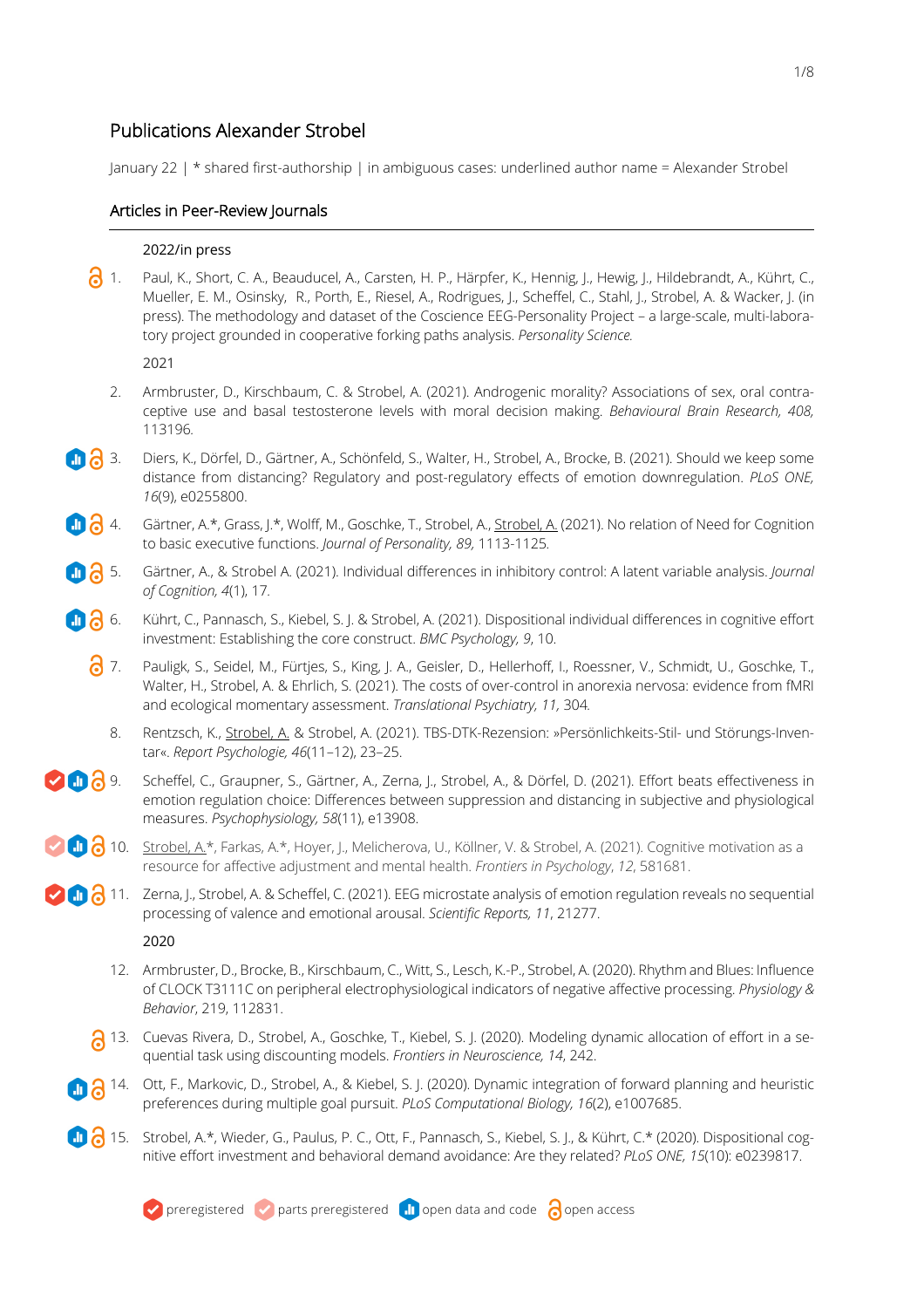# Publications Alexander Strobel

January 22 | * shared first-authorship | in ambiguous cases: underlined author name = Alexander Strobel

## Articles in Peer-Review Journals

### 2022/in press

1. Paul, K., Short, C. A., Beauducel, A., Carsten, H. P., Härpfer, K., Hennig, J., Hewig, J., Hildebrandt, A., Kührt, C., Mueller, E. M., Osinsky, R., Porth, E., Riesel, A., Rodrigues, J., Scheffel, C., Stahl, J., Strobel, A. & Wacker, J. (in press). The methodology and dataset of the Coscience EEG-Personality Project – a large-scale, multi-laboratory project grounded in cooperative forking paths analysis. *Personality Science.*

### 2021

2. Armbruster, D., Kirschbaum, C. & Strobel, A. (2021). Androgenic morality? Associations of sex, oral contraceptive use and basal testosterone levels with moral decision making. *Behavioural Brain Research, 408,* 113196.
3. Diers, K., Dörfel, D., Gärtner, A., Schönfeld, S., Walter, H., Strobel, A., Brocke, B. (2021). Should we keep some distance from distancing? Regulatory and post-regulatory effects of emotion downregulation. *PLoS ONE, 16*(9), e0255800.
4. Gärtner, A.*, Grass, J.*, Wolff, M., Goschke, T., Strobel, A., <u>Strobel, A.</u> (2021). No relation of Need for Cognition to basic executive functions. *Journal of Personality, 89,* 1113-1125.
5. Gärtner, A., & Strobel A. (2021). Individual differences in inhibitory control: A latent variable analysis. *Journal of Cognition, 4*(1), 17.
6. Kührt, C., Pannasch, S., Kiebel, S. J. & Strobel, A. (2021). Dispositional individual differences in cognitive effort investment: Establishing the core construct. *BMC Psychology, 9*, 10.
7. Pauligk, S., Seidel, M., Fürtjes, S., King, J. A., Geisler, D., Hellerhoff, I., Roessner, V., Schmidt, U., Goschke, T., Walter, H., Strobel, A. & Ehrlich, S. (2021). The costs of over-control in anorexia nervosa: evidence from fMRI and ecological momentary assessment. *Translational Psychiatry, 11,* 304.
8. Rentzsch, K., <u>Strobel, A.</u> & Strobel, A. (2021). TBS-DTK-Rezension: »Persönlichkeits-Stil- und Störungs-Inventar«. *Report Psychologie, 46*(11–12), 23–25.
9. Scheffel, C., Graupner, S., Gärtner, A., Zerna, J., Strobel, A., & Dörfel, D. (2021). Effort beats effectiveness in emotion regulation choice: Differences between suppression and distancing in subjective and physiological measures. *Psychophysiology, 58*(11), e13908.
10. <u>Strobel, A.</u>*, Farkas, A.*, Hoyer, J., Melicherova, U., Köllner, V. & Strobel, A. (2021). Cognitive motivation as a resource for affective adjustment and mental health. *Frontiers in Psychology*, *12*, 581681.
11. Zerna, J., Strobel, A. & Scheffel, C. (2021). EEG microstate analysis of emotion regulation reveals no sequential processing of valence and emotional arousal. *Scientific Reports, 11*, 21277.

### 2020

12. Armbruster, D., Brocke, B., Kirschbaum, C., Witt, S., Lesch, K.-P., Strobel, A. (2020). Rhythm and Blues: Influence of CLOCK T3111C on peripheral electrophysiological indicators of negative affective processing. *Physiology & Behavior*, 219, 112831.
13. Cuevas Rivera, D., Strobel, A., Goschke, T., Kiebel, S. J. (2020). Modeling dynamic allocation of effort in a sequential task using discounting models. *Frontiers in Neuroscience, 14*, 242.
14. Ott, F., Markovic, D., Strobel, A., & Kiebel, S. J. (2020). Dynamic integration of forward planning and heuristic preferences during multiple goal pursuit. *PLoS Computational Biology, 16*(2), e1007685.
15. Strobel, A.*, Wieder, G., Paulus, P. C., Ott, F., Pannasch, S., Kiebel, S. J., & Kührt, C.* (2020). Dispositional cognitive effort investment and behavioral demand avoidance: Are they related? *PLoS ONE, 15*(10): e0239817.

preregistered | parts preregistered | open data and code | open access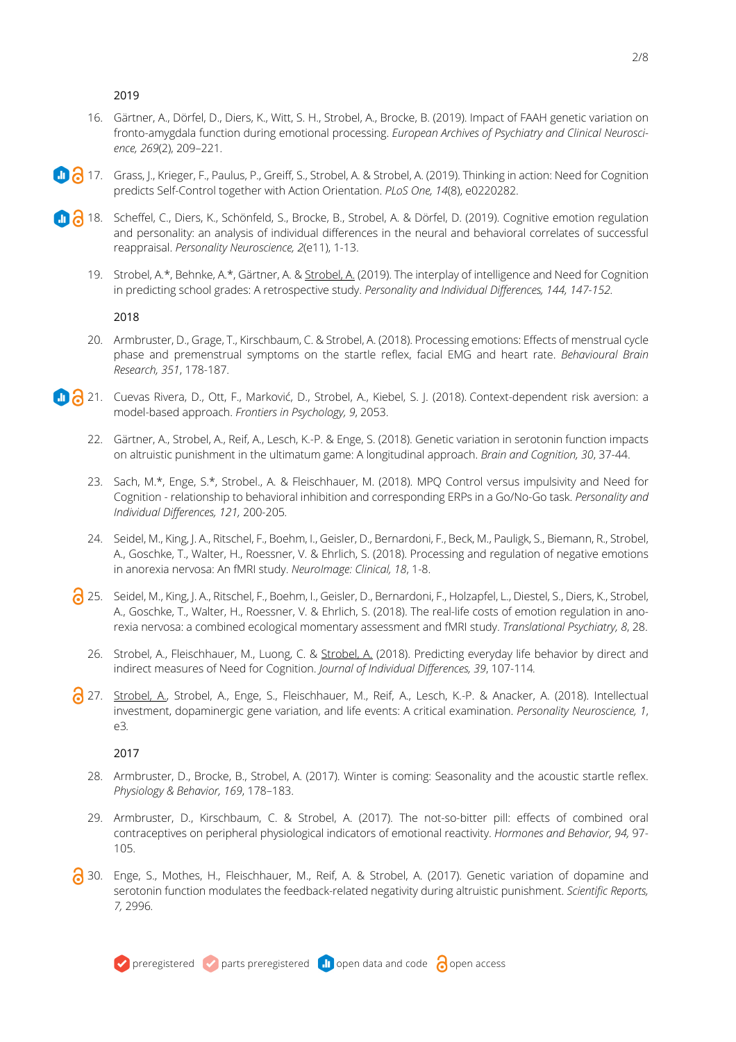2019

16. Gärtner, A., Dörfel, D., Diers, K., Witt, S. H., Strobel, A., Brocke, B. (2019). Impact of FAAH genetic variation on fronto-amygdala function during emotional processing. *European Archives of Psychiatry and Clinical Neuroscience, 269*(2), 209–221.

17. Grass, J., Krieger, F., Paulus, P., Greiff, S., Strobel, A. & Strobel, A. (2019). Thinking in action: Need for Cognition predicts Self-Control together with Action Orientation. *PLoS One, 14*(8), e0220282.

18. Scheffel, C., Diers, K., Schönfeld, S., Brocke, B., Strobel, A. & Dörfel, D. (2019). Cognitive emotion regulation and personality: an analysis of individual differences in the neural and behavioral correlates of successful reappraisal. *Personality Neuroscience, 2*(e11), 1-13.

19. Strobel, A.*, Behnke, A.*, Gärtner, A. & Strobel, A. (2019). The interplay of intelligence and Need for Cognition in predicting school grades: A retrospective study. *Personality and Individual Differences, 144, 147-152.*

2018

20. Armbruster, D., Grage, T., Kirschbaum, C. & Strobel, A. (2018). Processing emotions: Effects of menstrual cycle phase and premenstrual symptoms on the startle reflex, facial EMG and heart rate. *Behavioural Brain Research, 351*, 178-187.

21. Cuevas Rivera, D., Ott, F., Marković, D., Strobel, A., Kiebel, S. J. (2018). Context-dependent risk aversion: a model-based approach. *Frontiers in Psychology, 9*, 2053.

22. Gärtner, A., Strobel, A., Reif, A., Lesch, K.-P. & Enge, S. (2018). Genetic variation in serotonin function impacts on altruistic punishment in the ultimatum game: A longitudinal approach. *Brain and Cognition, 30*, 37-44.

23. Sach, M.*, Enge, S.*, Strobel., A. & Fleischhauer, M. (2018). MPQ Control versus impulsivity and Need for Cognition - relationship to behavioral inhibition and corresponding ERPs in a Go/No-Go task. *Personality and Individual Differences, 121,* 200-205.

24. Seidel, M., King, J. A., Ritschel, F., Boehm, I., Geisler, D., Bernardoni, F., Beck, M., Pauligk, S., Biemann, R., Strobel, A., Goschke, T., Walter, H., Roessner, V. & Ehrlich, S. (2018). Processing and regulation of negative emotions in anorexia nervosa: An fMRI study. *NeuroImage: Clinical, 18*, 1-8.

25. Seidel, M., King, J. A., Ritschel, F., Boehm, I., Geisler, D., Bernardoni, F., Holzapfel, L., Diestel, S., Diers, K., Strobel, A., Goschke, T., Walter, H., Roessner, V. & Ehrlich, S. (2018). The real-life costs of emotion regulation in anorexia nervosa: a combined ecological momentary assessment and fMRI study. *Translational Psychiatry, 8*, 28.

26. Strobel, A., Fleischhauer, M., Luong, C. & Strobel, A. (2018). Predicting everyday life behavior by direct and indirect measures of Need for Cognition. *Journal of Individual Differences, 39*, 107-114.

27. Strobel, A., Strobel, A., Enge, S., Fleischhauer, M., Reif, A., Lesch, K.-P. & Anacker, A. (2018). Intellectual investment, dopaminergic gene variation, and life events: A critical examination. *Personality Neuroscience, 1*, e3.

2017

28. Armbruster, D., Brocke, B., Strobel, A. (2017). Winter is coming: Seasonality and the acoustic startle reflex. *Physiology & Behavior, 169*, 178–183.

29. Armbruster, D., Kirschbaum, C. & Strobel, A. (2017). The not-so-bitter pill: effects of combined oral contraceptives on peripheral physiological indicators of emotional reactivity. *Hormones and Behavior, 94,* 97-105.

30. Enge, S., Mothes, H., Fleischhauer, M., Reif, A. & Strobel, A. (2017). Genetic variation of dopamine and serotonin function modulates the feedback-related negativity during altruistic punishment. *Scientific Reports, 7,* 2996.

preregistered · parts preregistered · open data and code · open access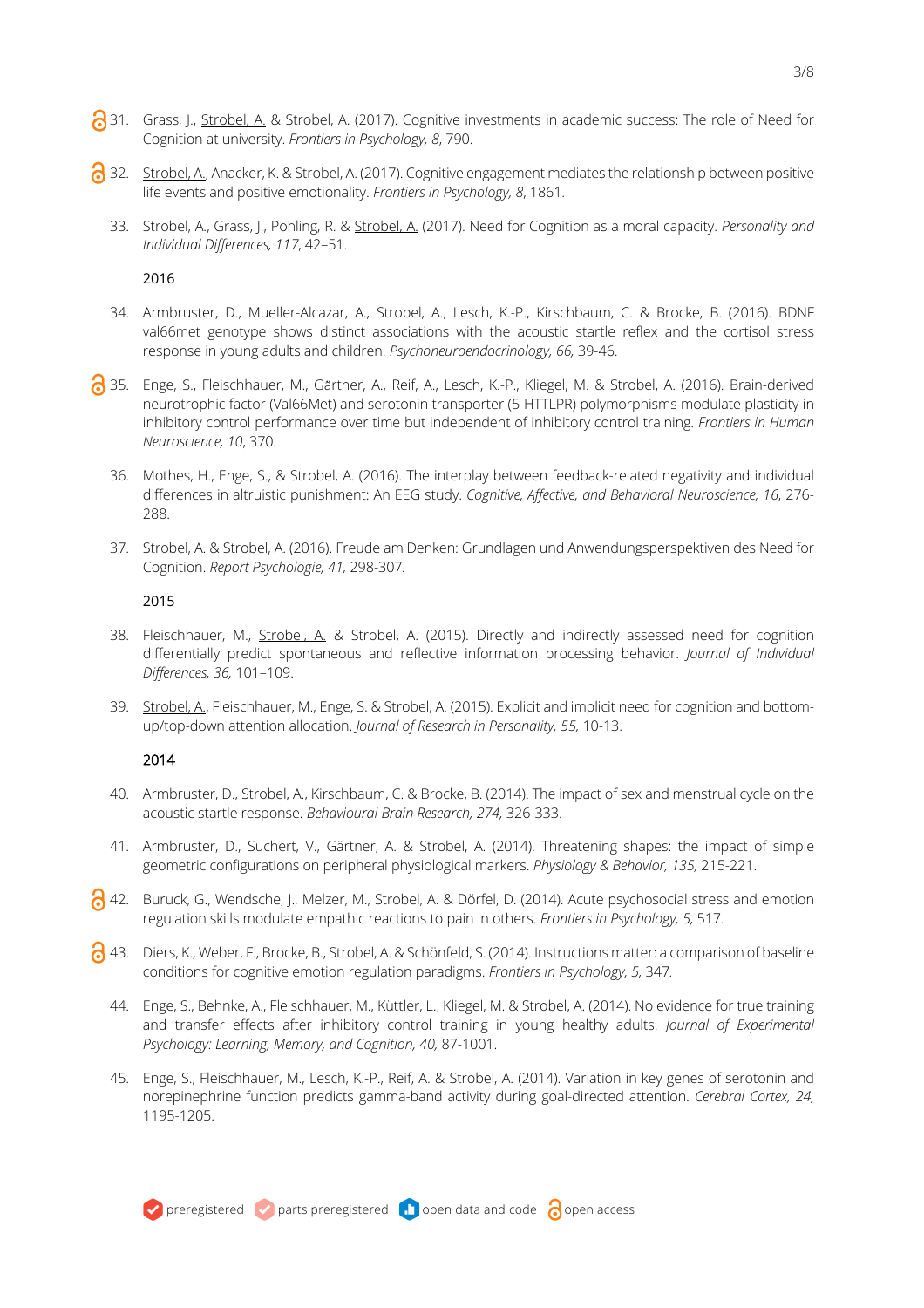31. Grass, J., Strobel, A. & Strobel, A. (2017). Cognitive investments in academic success: The role of Need for Cognition at university. *Frontiers in Psychology, 8*, 790.

32. Strobel, A., Anacker, K. & Strobel, A. (2017). Cognitive engagement mediates the relationship between positive life events and positive emotionality. *Frontiers in Psychology, 8*, 1861.

33. Strobel, A., Grass, J., Pohling, R. & Strobel, A. (2017). Need for Cognition as a moral capacity. *Personality and Individual Differences, 117*, 42–51.

2016

34. Armbruster, D., Mueller-Alcazar, A., Strobel, A., Lesch, K.-P., Kirschbaum, C. & Brocke, B. (2016). BDNF val66met genotype shows distinct associations with the acoustic startle reflex and the cortisol stress response in young adults and children. *Psychoneuroendocrinology, 66,* 39-46.

35. Enge, S., Fleischhauer, M., Gärtner, A., Reif, A., Lesch, K.-P., Kliegel, M. & Strobel, A. (2016). Brain-derived neurotrophic factor (Val66Met) and serotonin transporter (5-HTTLPR) polymorphisms modulate plasticity in inhibitory control performance over time but independent of inhibitory control training. *Frontiers in Human Neuroscience, 10*, 370.

36. Mothes, H., Enge, S., & Strobel, A. (2016). The interplay between feedback-related negativity and individual differences in altruistic punishment: An EEG study. *Cognitive, Affective, and Behavioral Neuroscience, 16*, 276-288.

37. Strobel, A. & Strobel, A. (2016). Freude am Denken: Grundlagen und Anwendungsperspektiven des Need for Cognition. *Report Psychologie, 41,* 298-307.

2015

38. Fleischhauer, M., Strobel, A. & Strobel, A. (2015). Directly and indirectly assessed need for cognition differentially predict spontaneous and reflective information processing behavior. *Journal of Individual Differences, 36,* 101–109.

39. Strobel, A., Fleischhauer, M., Enge, S. & Strobel, A. (2015). Explicit and implicit need for cognition and bottom-up/top-down attention allocation. *Journal of Research in Personality, 55,* 10-13.

2014

40. Armbruster, D., Strobel, A., Kirschbaum, C. & Brocke, B. (2014). The impact of sex and menstrual cycle on the acoustic startle response. *Behavioural Brain Research, 274,* 326-333.

41. Armbruster, D., Suchert, V., Gärtner, A. & Strobel, A. (2014). Threatening shapes: the impact of simple geometric configurations on peripheral physiological markers. *Physiology & Behavior, 135,* 215-221.

42. Buruck, G., Wendsche, J., Melzer, M., Strobel, A. & Dörfel, D. (2014). Acute psychosocial stress and emotion regulation skills modulate empathic reactions to pain in others. *Frontiers in Psychology, 5,* 517.

43. Diers, K., Weber, F., Brocke, B., Strobel, A. & Schönfeld, S. (2014). Instructions matter: a comparison of baseline conditions for cognitive emotion regulation paradigms. *Frontiers in Psychology, 5,* 347.

44. Enge, S., Behnke, A., Fleischhauer, M., Küttler, L., Kliegel, M. & Strobel, A. (2014). No evidence for true training and transfer effects after inhibitory control training in young healthy adults. *Journal of Experimental Psychology: Learning, Memory, and Cognition, 40,* 87-1001.

45. Enge, S., Fleischhauer, M., Lesch, K.-P., Reif, A. & Strobel, A. (2014). Variation in key genes of serotonin and norepinephrine function predicts gamma-band activity during goal-directed attention. *Cerebral Cortex, 24,* 1195-1205.

preregistered · parts preregistered · open data and code · open access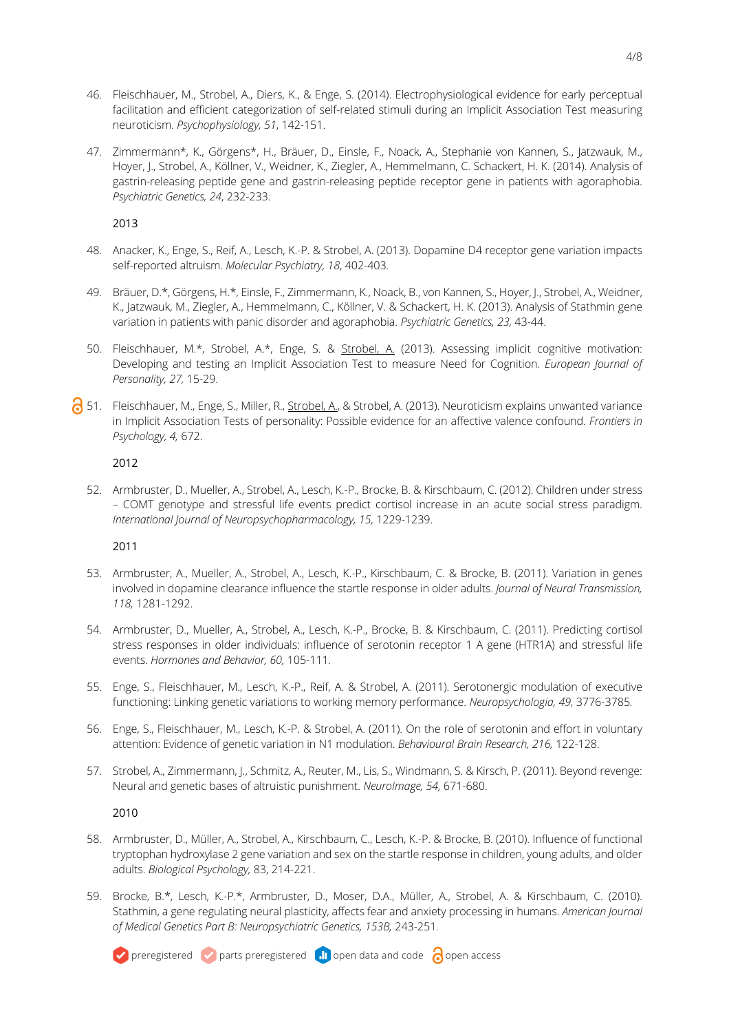46. Fleischhauer, M., Strobel, A., Diers, K., & Enge, S. (2014). Electrophysiological evidence for early perceptual facilitation and efficient categorization of self-related stimuli during an Implicit Association Test measuring neuroticism. *Psychophysiology, 51*, 142-151.

47. Zimmermann*, K., Görgens*, H., Bräuer, D., Einsle, F., Noack, A., Stephanie von Kannen, S., Jatzwauk, M., Hoyer, J., Strobel, A., Köllner, V., Weidner, K., Ziegler, A., Hemmelmann, C. Schackert, H. K. (2014). Analysis of gastrin-releasing peptide gene and gastrin-releasing peptide receptor gene in patients with agoraphobia. *Psychiatric Genetics, 24*, 232-233.

2013

48. Anacker, K., Enge, S., Reif, A., Lesch, K.-P. & Strobel, A. (2013). Dopamine D4 receptor gene variation impacts self-reported altruism. *Molecular Psychiatry, 18*, 402-403.

49. Bräuer, D.*, Görgens, H.*, Einsle, F., Zimmermann, K., Noack, B., von Kannen, S., Hoyer, J., Strobel, A., Weidner, K., Jatzwauk, M., Ziegler, A., Hemmelmann, C., Köllner, V. & Schackert, H. K. (2013). Analysis of Stathmin gene variation in patients with panic disorder and agoraphobia. *Psychiatric Genetics, 23,* 43-44.

50. Fleischhauer, M.*, Strobel, A.*, Enge, S. & Strobel, A. (2013). Assessing implicit cognitive motivation: Developing and testing an Implicit Association Test to measure Need for Cognition. *European Journal of Personality, 27,* 15-29.

51. Fleischhauer, M., Enge, S., Miller, R., Strobel, A., & Strobel, A. (2013). Neuroticism explains unwanted variance in Implicit Association Tests of personality: Possible evidence for an affective valence confound. *Frontiers in Psychology, 4,* 672.

2012

52. Armbruster, D., Mueller, A., Strobel, A., Lesch, K.-P., Brocke, B. & Kirschbaum, C. (2012). Children under stress – COMT genotype and stressful life events predict cortisol increase in an acute social stress paradigm. *International Journal of Neuropsychopharmacology, 15,* 1229-1239.

2011

53. Armbruster, A., Mueller, A., Strobel, A., Lesch, K.-P., Kirschbaum, C. & Brocke, B. (2011). Variation in genes involved in dopamine clearance influence the startle response in older adults. *Journal of Neural Transmission, 118,* 1281-1292.

54. Armbruster, D., Mueller, A., Strobel, A., Lesch, K.-P., Brocke, B. & Kirschbaum, C. (2011). Predicting cortisol stress responses in older individuals: influence of serotonin receptor 1 A gene (HTR1A) and stressful life events. *Hormones and Behavior, 60,* 105-111.

55. Enge, S., Fleischhauer, M., Lesch, K.-P., Reif, A. & Strobel, A. (2011). Serotonergic modulation of executive functioning: Linking genetic variations to working memory performance. *Neuropsychologia, 49*, 3776-3785.

56. Enge, S., Fleischhauer, M., Lesch, K.-P. & Strobel, A. (2011). On the role of serotonin and effort in voluntary attention: Evidence of genetic variation in N1 modulation. *Behavioural Brain Research, 216,* 122-128.

57. Strobel, A., Zimmermann, J., Schmitz, A., Reuter, M., Lis, S., Windmann, S. & Kirsch, P. (2011). Beyond revenge: Neural and genetic bases of altruistic punishment. *NeuroImage, 54,* 671-680.

2010

58. Armbruster, D., Müller, A., Strobel, A., Kirschbaum, C., Lesch, K.-P. & Brocke, B. (2010). Influence of functional tryptophan hydroxylase 2 gene variation and sex on the startle response in children, young adults, and older adults. *Biological Psychology,* 83, 214-221.

59. Brocke, B.*, Lesch, K.-P.*, Armbruster, D., Moser, D.A., Müller, A., Strobel, A. & Kirschbaum, C. (2010). Stathmin, a gene regulating neural plasticity, affects fear and anxiety processing in humans. *American Journal of Medical Genetics Part B: Neuropsychiatric Genetics, 153B,* 243-251.

preregistered · parts preregistered · open data and code · open access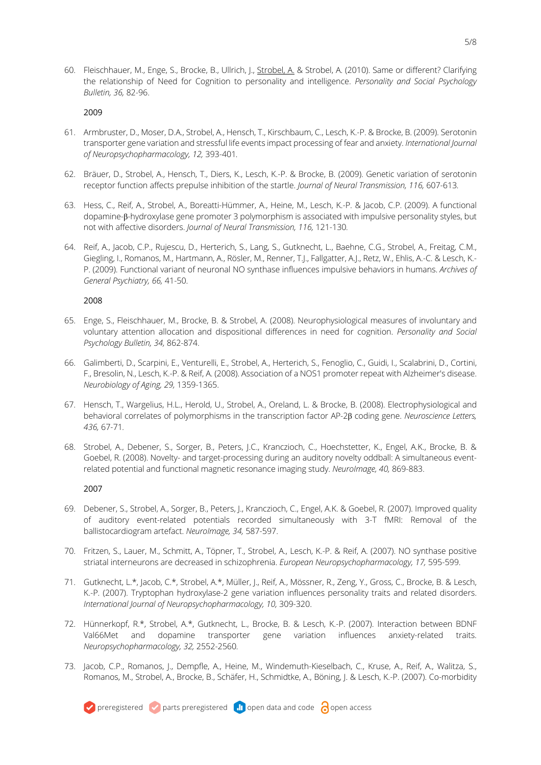60. Fleischhauer, M., Enge, S., Brocke, B., Ullrich, J., Strobel, A. & Strobel, A. (2010). Same or different? Clarifying the relationship of Need for Cognition to personality and intelligence. *Personality and Social Psychology Bulletin, 36,* 82-96.

2009

61. Armbruster, D., Moser, D.A., Strobel, A., Hensch, T., Kirschbaum, C., Lesch, K.-P. & Brocke, B. (2009). Serotonin transporter gene variation and stressful life events impact processing of fear and anxiety. *International Journal of Neuropsychopharmacology, 12,* 393-401.

62. Bräuer, D., Strobel, A., Hensch, T., Diers, K., Lesch, K.-P. & Brocke, B. (2009). Genetic variation of serotonin receptor function affects prepulse inhibition of the startle. *Journal of Neural Transmission, 116,* 607-613.

63. Hess, C., Reif, A., Strobel, A., Boreatti-Hümmer, A., Heine, M., Lesch, K.-P. & Jacob, C.P. (2009). A functional dopamine-β-hydroxylase gene promoter 3 polymorphism is associated with impulsive personality styles, but not with affective disorders. *Journal of Neural Transmission, 116,* 121-130.

64. Reif, A., Jacob, C.P., Rujescu, D., Herterich, S., Lang, S., Gutknecht, L., Baehne, C.G., Strobel, A., Freitag, C.M., Giegling, I., Romanos, M., Hartmann, A., Rösler, M., Renner, T.J., Fallgatter, A.J., Retz, W., Ehlis, A.-C. & Lesch, K.-P. (2009). Functional variant of neuronal NO synthase influences impulsive behaviors in humans. *Archives of General Psychiatry, 66,* 41-50.

2008

65. Enge, S., Fleischhauer, M., Brocke, B. & Strobel, A. (2008). Neurophysiological measures of involuntary and voluntary attention allocation and dispositional differences in need for cognition. *Personality and Social Psychology Bulletin, 34,* 862-874.

66. Galimberti, D., Scarpini, E., Venturelli, E., Strobel, A., Herterich, S., Fenoglio, C., Guidi, I., Scalabrini, D., Cortini, F., Bresolin, N., Lesch, K.-P. & Reif, A. (2008). Association of a NOS1 promoter repeat with Alzheimer's disease. *Neurobiology of Aging, 29,* 1359-1365.

67. Hensch, T., Wargelius, H.L., Herold, U., Strobel, A., Oreland, L. & Brocke, B. (2008). Electrophysiological and behavioral correlates of polymorphisms in the transcription factor AP-2β coding gene. *Neuroscience Letters, 436,* 67-71.

68. Strobel, A., Debener, S., Sorger, B., Peters, J.C., Kranczioch, C., Hoechstetter, K., Engel, A.K., Brocke, B. & Goebel, R. (2008). Novelty- and target-processing during an auditory novelty oddball: A simultaneous event-related potential and functional magnetic resonance imaging study. *NeuroImage, 40,* 869-883.

2007

69. Debener, S., Strobel, A., Sorger, B., Peters, J., Kranczioch, C., Engel, A.K. & Goebel, R. (2007). Improved quality of auditory event-related potentials recorded simultaneously with 3-T fMRI: Removal of the ballistocardiogram artefact. *NeuroImage, 34,* 587-597.

70. Fritzen, S., Lauer, M., Schmitt, A., Töpner, T., Strobel, A., Lesch, K.-P. & Reif, A. (2007). NO synthase positive striatal interneurons are decreased in schizophrenia. *European Neuropsychopharmacology, 17,* 595-599.

71. Gutknecht, L.*, Jacob, C.*, Strobel, A.*, Müller, J., Reif, A., Mössner, R., Zeng, Y., Gross, C., Brocke, B. & Lesch, K.-P. (2007). Tryptophan hydroxylase-2 gene variation influences personality traits and related disorders. *International Journal of Neuropsychopharmacology, 10,* 309-320.

72. Hünnerkopf, R.*, Strobel, A.*, Gutknecht, L., Brocke, B. & Lesch, K.-P. (2007). Interaction between BDNF Val66Met and dopamine transporter gene variation influences anxiety-related traits. *Neuropsychopharmacology, 32,* 2552-2560.

73. Jacob, C.P., Romanos, J., Dempfle, A., Heine, M., Windemuth-Kieselbach, C., Kruse, A., Reif, A., Walitza, S., Romanos, M., Strobel, A., Brocke, B., Schäfer, H., Schmidtke, A., Böning, J. & Lesch, K.-P. (2007). Co-morbidity

preregistered | parts preregistered | open data and code | open access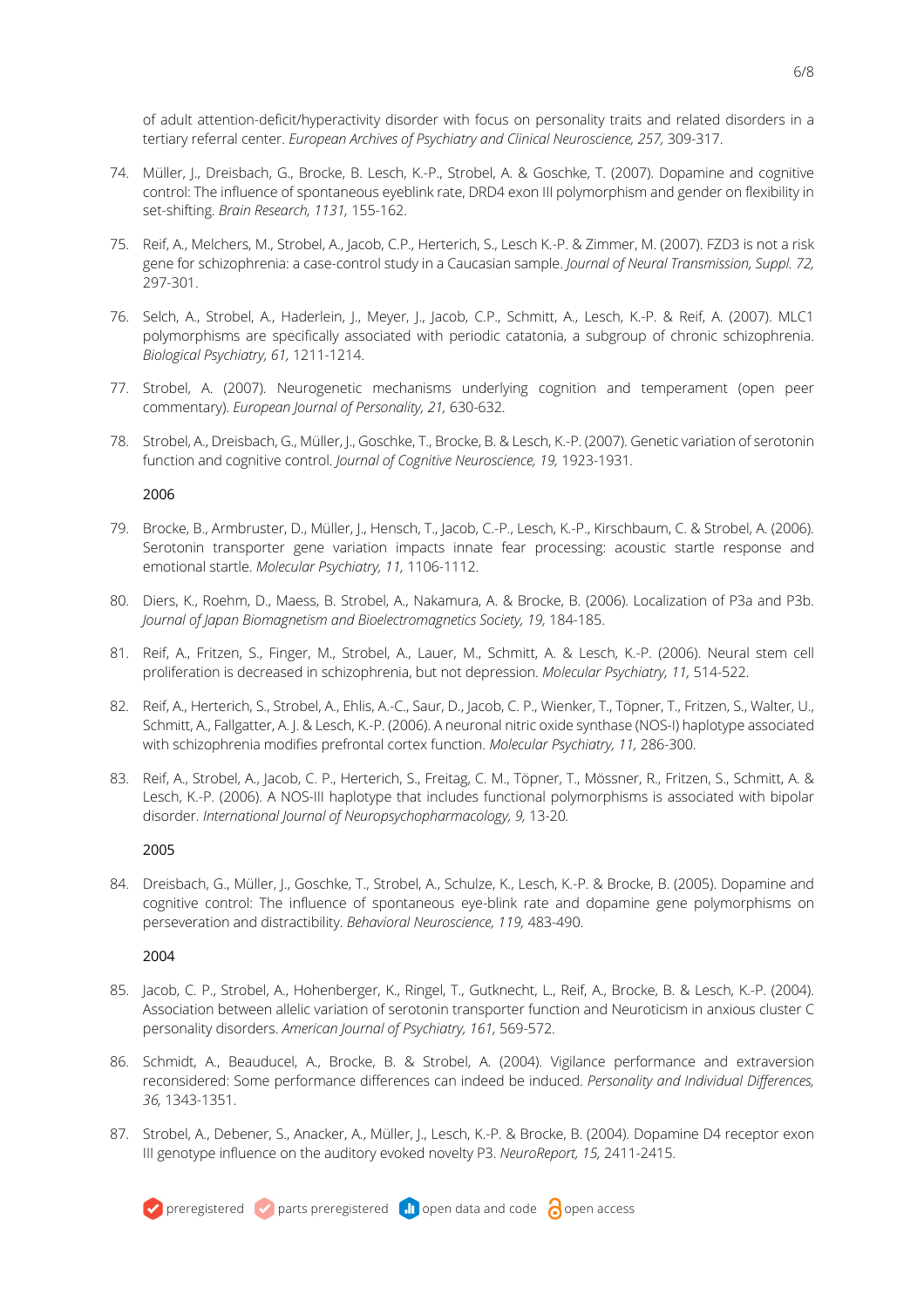of adult attention-deficit/hyperactivity disorder with focus on personality traits and related disorders in a tertiary referral center. *European Archives of Psychiatry and Clinical Neuroscience, 257,* 309-317.

74. Müller, J., Dreisbach, G., Brocke, B. Lesch, K.-P., Strobel, A. & Goschke, T. (2007). Dopamine and cognitive control: The influence of spontaneous eyeblink rate, DRD4 exon III polymorphism and gender on flexibility in set-shifting. *Brain Research, 1131,* 155-162.

75. Reif, A., Melchers, M., Strobel, A., Jacob, C.P., Herterich, S., Lesch K.-P. & Zimmer, M. (2007). FZD3 is not a risk gene for schizophrenia: a case-control study in a Caucasian sample. *Journal of Neural Transmission, Suppl. 72,* 297-301.

76. Selch, A., Strobel, A., Haderlein, J., Meyer, J., Jacob, C.P., Schmitt, A., Lesch, K.-P. & Reif, A. (2007). MLC1 polymorphisms are specifically associated with periodic catatonia, a subgroup of chronic schizophrenia. *Biological Psychiatry, 61,* 1211-1214.

77. Strobel, A. (2007). Neurogenetic mechanisms underlying cognition and temperament (open peer commentary). *European Journal of Personality, 21,* 630-632.

78. Strobel, A., Dreisbach, G., Müller, J., Goschke, T., Brocke, B. & Lesch, K.-P. (2007). Genetic variation of serotonin function and cognitive control. *Journal of Cognitive Neuroscience, 19,* 1923-1931.

2006

79. Brocke, B., Armbruster, D., Müller, J., Hensch, T., Jacob, C.-P., Lesch, K.-P., Kirschbaum, C. & Strobel, A. (2006). Serotonin transporter gene variation impacts innate fear processing: acoustic startle response and emotional startle. *Molecular Psychiatry, 11,* 1106-1112.

80. Diers, K., Roehm, D., Maess, B. Strobel, A., Nakamura, A. & Brocke, B. (2006). Localization of P3a and P3b. *Journal of Japan Biomagnetism and Bioelectromagnetics Society, 19,* 184-185.

81. Reif, A., Fritzen, S., Finger, M., Strobel, A., Lauer, M., Schmitt, A. & Lesch, K.-P. (2006). Neural stem cell proliferation is decreased in schizophrenia, but not depression. *Molecular Psychiatry, 11,* 514-522.

82. Reif, A., Herterich, S., Strobel, A., Ehlis, A.-C., Saur, D., Jacob, C. P., Wienker, T., Töpner, T., Fritzen, S., Walter, U., Schmitt, A., Fallgatter, A. J. & Lesch, K.-P. (2006). A neuronal nitric oxide synthase (NOS-I) haplotype associated with schizophrenia modifies prefrontal cortex function. *Molecular Psychiatry, 11,* 286-300.

83. Reif, A., Strobel, A., Jacob, C. P., Herterich, S., Freitag, C. M., Töpner, T., Mössner, R., Fritzen, S., Schmitt, A. & Lesch, K.-P. (2006). A NOS-III haplotype that includes functional polymorphisms is associated with bipolar disorder. *International Journal of Neuropsychopharmacology, 9,* 13-20.

2005

84. Dreisbach, G., Müller, J., Goschke, T., Strobel, A., Schulze, K., Lesch, K.-P. & Brocke, B. (2005). Dopamine and cognitive control: The influence of spontaneous eye-blink rate and dopamine gene polymorphisms on perseveration and distractibility. *Behavioral Neuroscience, 119,* 483-490.

2004

85. Jacob, C. P., Strobel, A., Hohenberger, K., Ringel, T., Gutknecht, L., Reif, A., Brocke, B. & Lesch, K.-P. (2004). Association between allelic variation of serotonin transporter function and Neuroticism in anxious cluster C personality disorders. *American Journal of Psychiatry, 161,* 569-572.

86. Schmidt, A., Beauducel, A., Brocke, B. & Strobel, A. (2004). Vigilance performance and extraversion reconsidered: Some performance differences can indeed be induced. *Personality and Individual Differences, 36,* 1343-1351.

87. Strobel, A., Debener, S., Anacker, A., Müller, J., Lesch, K.-P. & Brocke, B. (2004). Dopamine D4 receptor exon III genotype influence on the auditory evoked novelty P3. *NeuroReport, 15,* 2411-2415.

preregistered parts preregistered open data and code open access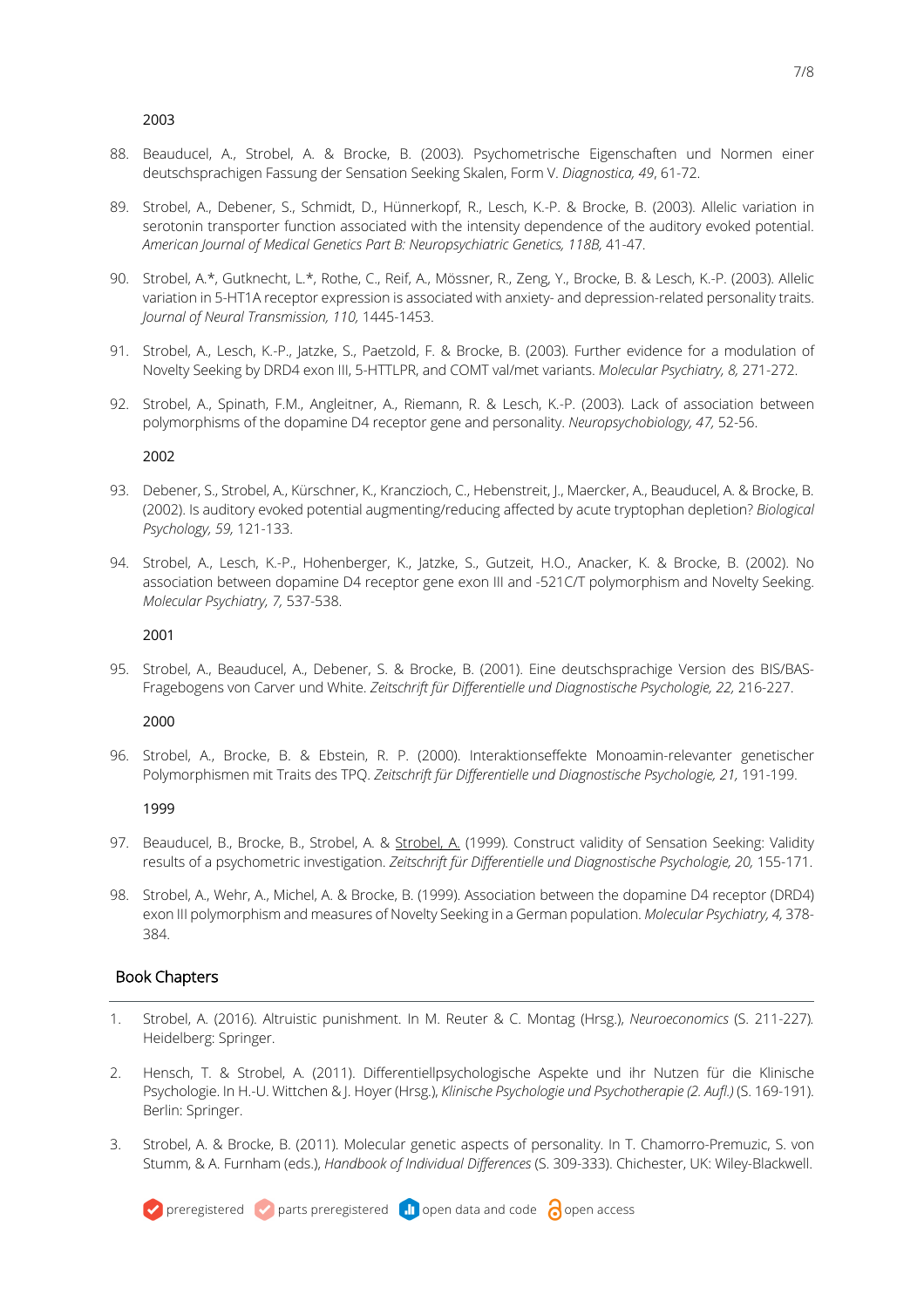2003

88. Beauducel, A., Strobel, A. & Brocke, B. (2003). Psychometrische Eigenschaften und Normen einer deutschsprachigen Fassung der Sensation Seeking Skalen, Form V. *Diagnostica, 49*, 61-72.

89. Strobel, A., Debener, S., Schmidt, D., Hünnerkopf, R., Lesch, K.-P. & Brocke, B. (2003). Allelic variation in serotonin transporter function associated with the intensity dependence of the auditory evoked potential. *American Journal of Medical Genetics Part B: Neuropsychiatric Genetics, 118B,* 41-47.

90. Strobel, A.*, Gutknecht, L.*, Rothe, C., Reif, A., Mössner, R., Zeng, Y., Brocke, B. & Lesch, K.-P. (2003). Allelic variation in 5-HT1A receptor expression is associated with anxiety- and depression-related personality traits. *Journal of Neural Transmission, 110,* 1445-1453.

91. Strobel, A., Lesch, K.-P., Jatzke, S., Paetzold, F. & Brocke, B. (2003). Further evidence for a modulation of Novelty Seeking by DRD4 exon III, 5-HTTLPR, and COMT val/met variants. *Molecular Psychiatry, 8,* 271-272.

92. Strobel, A., Spinath, F.M., Angleitner, A., Riemann, R. & Lesch, K.-P. (2003). Lack of association between polymorphisms of the dopamine D4 receptor gene and personality. *Neuropsychobiology, 47,* 52-56.

2002

93. Debener, S., Strobel, A., Kürschner, K., Kranczioch, C., Hebenstreit, J., Maercker, A., Beauducel, A. & Brocke, B. (2002). Is auditory evoked potential augmenting/reducing affected by acute tryptophan depletion? *Biological Psychology, 59,* 121-133.

94. Strobel, A., Lesch, K.-P., Hohenberger, K., Jatzke, S., Gutzeit, H.O., Anacker, K. & Brocke, B. (2002). No association between dopamine D4 receptor gene exon III and -521C/T polymorphism and Novelty Seeking. *Molecular Psychiatry, 7,* 537-538.

2001

95. Strobel, A., Beauducel, A., Debener, S. & Brocke, B. (2001). Eine deutschsprachige Version des BIS/BAS-Fragebogens von Carver und White. *Zeitschrift für Differentielle und Diagnostische Psychologie, 22,* 216-227.

2000

96. Strobel, A., Brocke, B. & Ebstein, R. P. (2000). Interaktionseffekte Monoamin-relevanter genetischer Polymorphismen mit Traits des TPQ. *Zeitschrift für Differentielle und Diagnostische Psychologie, 21,* 191-199.

1999

97. Beauducel, B., Brocke, B., Strobel, A. & <u>Strobel, A.</u> (1999). Construct validity of Sensation Seeking: Validity results of a psychometric investigation. *Zeitschrift für Differentielle und Diagnostische Psychologie, 20,* 155-171.

98. Strobel, A., Wehr, A., Michel, A. & Brocke, B. (1999). Association between the dopamine D4 receptor (DRD4) exon III polymorphism and measures of Novelty Seeking in a German population. *Molecular Psychiatry, 4,* 378-384.

## Book Chapters

1. Strobel, A. (2016). Altruistic punishment. In M. Reuter & C. Montag (Hrsg.), *Neuroeconomics* (S. 211-227). Heidelberg: Springer.

2. Hensch, T. & Strobel, A. (2011). Differentiellpsychologische Aspekte und ihr Nutzen für die Klinische Psychologie. In H.-U. Wittchen & J. Hoyer (Hrsg.), *Klinische Psychologie und Psychotherapie (2. Aufl.)* (S. 169-191). Berlin: Springer.

3. Strobel, A. & Brocke, B. (2011). Molecular genetic aspects of personality. In T. Chamorro-Premuzic, S. von Stumm, & A. Furnham (eds.), *Handbook of Individual Differences* (S. 309-333). Chichester, UK: Wiley-Blackwell.

preregistered  parts preregistered  open data and code  open access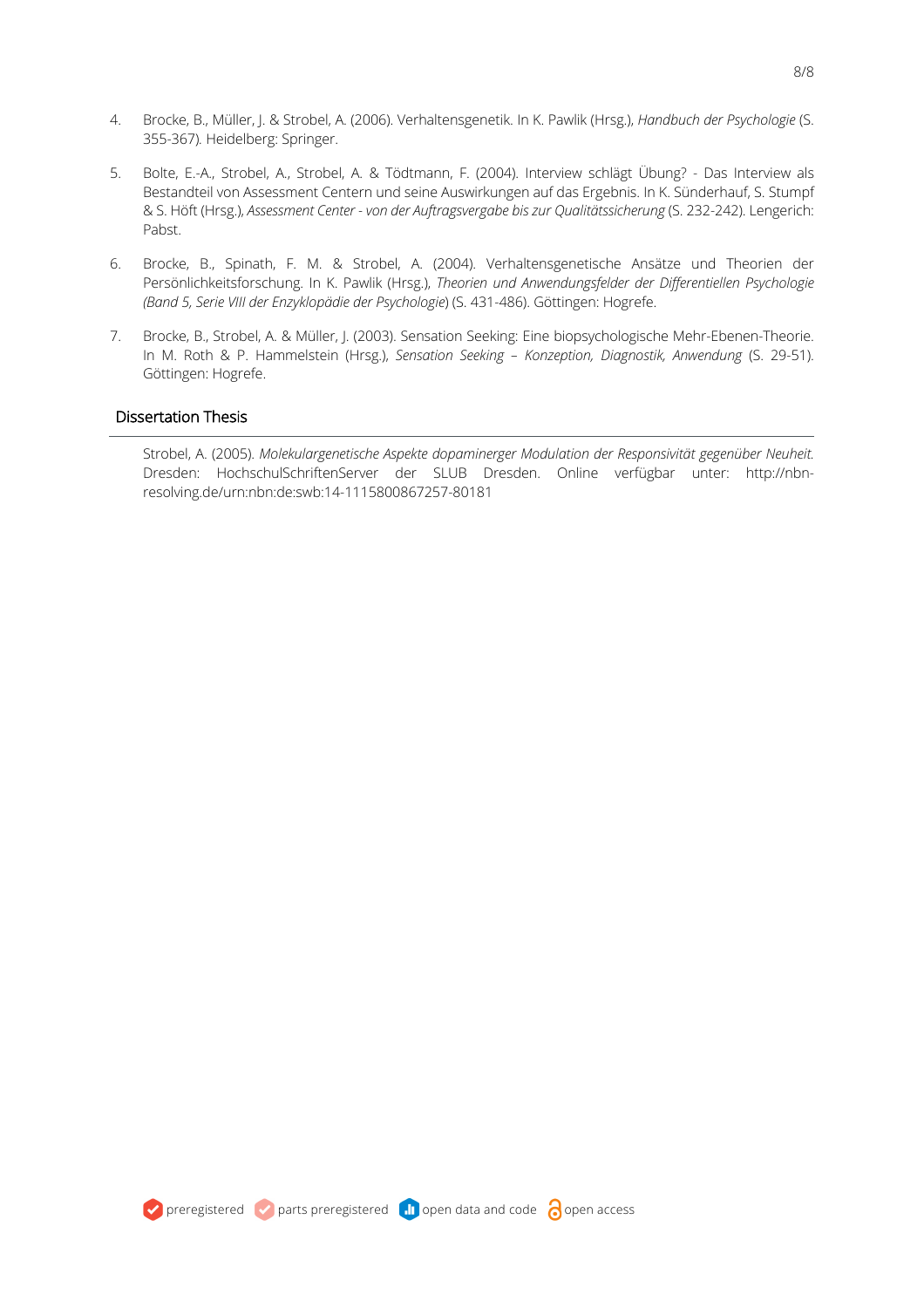4. Brocke, B., Müller, J. & Strobel, A. (2006). Verhaltensgenetik. In K. Pawlik (Hrsg.), *Handbuch der Psychologie* (S. 355-367). Heidelberg: Springer.

5. Bolte, E.-A., Strobel, A., Strobel, A. & Tödtmann, F. (2004). Interview schlägt Übung? - Das Interview als Bestandteil von Assessment Centern und seine Auswirkungen auf das Ergebnis. In K. Sünderhauf, S. Stumpf & S. Höft (Hrsg.), *Assessment Center - von der Auftragsvergabe bis zur Qualitätssicherung* (S. 232-242). Lengerich: Pabst.

6. Brocke, B., Spinath, F. M. & Strobel, A. (2004). Verhaltensgenetische Ansätze und Theorien der Persönlichkeitsforschung. In K. Pawlik (Hrsg.), *Theorien und Anwendungsfelder der Differentiellen Psychologie (Band 5, Serie VIII der Enzyklopädie der Psychologie*) (S. 431-486). Göttingen: Hogrefe.

7. Brocke, B., Strobel, A. & Müller, J. (2003). Sensation Seeking: Eine biopsychologische Mehr-Ebenen-Theorie. In M. Roth & P. Hammelstein (Hrsg.), *Sensation Seeking – Konzeption, Diagnostik, Anwendung* (S. 29-51). Göttingen: Hogrefe.

## Dissertation Thesis

Strobel, A. (2005). *Molekulargenetische Aspekte dopaminerger Modulation der Responsivität gegenüber Neuheit.* Dresden: HochschulSchriftenServer der SLUB Dresden. Online verfügbar unter: http://nbn-resolving.de/urn:nbn:de:swb:14-1115800867257-80181

preregistered   parts preregistered   open data and code   open access